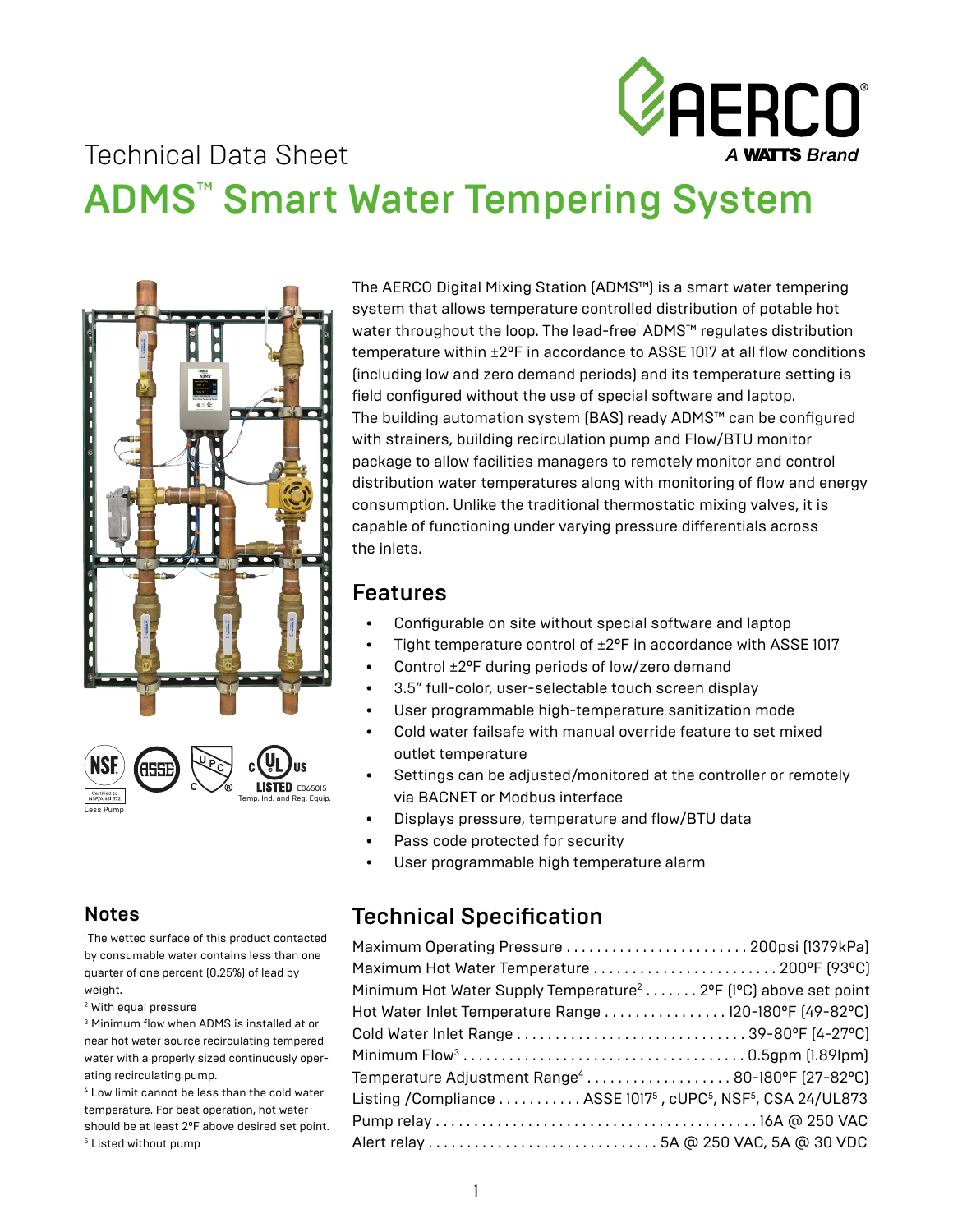Technical Data Sheet

# ADMS™ Smart Water Tempering System

The AERCO Digital Mixing Station (ADMS™) is a smart water tempering system that allows temperature controlled distribution of potable hot water throughout the loop. The lead-free[1] ADMS™ regulates distribution temperature within ±2°F in accordance to ASSE 1017 at all flow conditions (including low and zero demand periods) and its temperature setting is field configured without the use of special software and laptop. The building automation system (BAS) ready ADMS™ can be configured with strainers, building recirculation pump and Flow/BTU monitor package to allow facilities managers to remotely monitor and control distribution water temperatures along with monitoring of flow and energy consumption. Unlike the traditional thermostatic mixing valves, it is capable of functioning under varying pressure differentials across the inlets.

NSF Certified to NSF/ANSI 372 Less Pump | ASSE | UPC | c UL us LISTED E365015 Temp. Ind. and Reg. Equip.

## Features

- Configurable on site without special software and laptop
- Tight temperature control of ±2°F in accordance with ASSE 1017
- Control ±2°F during periods of low/zero demand
- 3.5" full-color, user-selectable touch screen display
- User programmable high-temperature sanitization mode
- Cold water failsafe with manual override feature to set mixed outlet temperature
- Settings can be adjusted/monitored at the controller or remotely via BACNET or Modbus interface
- Displays pressure, temperature and flow/BTU data
- Pass code protected for security
- User programmable high temperature alarm

## Technical Specification

| Parameter | Value |
|---|---|
| Maximum Operating Pressure | 200psi (1379kPa) |
| Maximum Hot Water Temperature | 200°F (93°C) |
| Minimum Hot Water Supply Temperature[2] | 2°F (1°C) above set point |
| Hot Water Inlet Temperature Range | 120-180°F (49-82°C) |
| Cold Water Inlet Range | 39-80°F (4-27°C) |
| Minimum Flow[3] | 0.5gpm (1.89lpm) |
| Temperature Adjustment Range[4] | 80-180°F (27-82°C) |
| Listing /Compliance | ASSE 1017[5], cUPC[5], NSF[5], CSA 24/UL873 |
| Pump relay | 16A @ 250 VAC |
| Alert relay | 5A @ 250 VAC, 5A @ 30 VDC |

## Notes

[1] The wetted surface of this product contacted by consumable water contains less than one quarter of one percent (0.25%) of lead by weight.

[2] With equal pressure

[3] Minimum flow when ADMS is installed at or near hot water source recirculating tempered water with a properly sized continuously operating recirculating pump.

[4] Low limit cannot be less than the cold water temperature. For best operation, hot water should be at least 2°F above desired set point.

[5] Listed without pump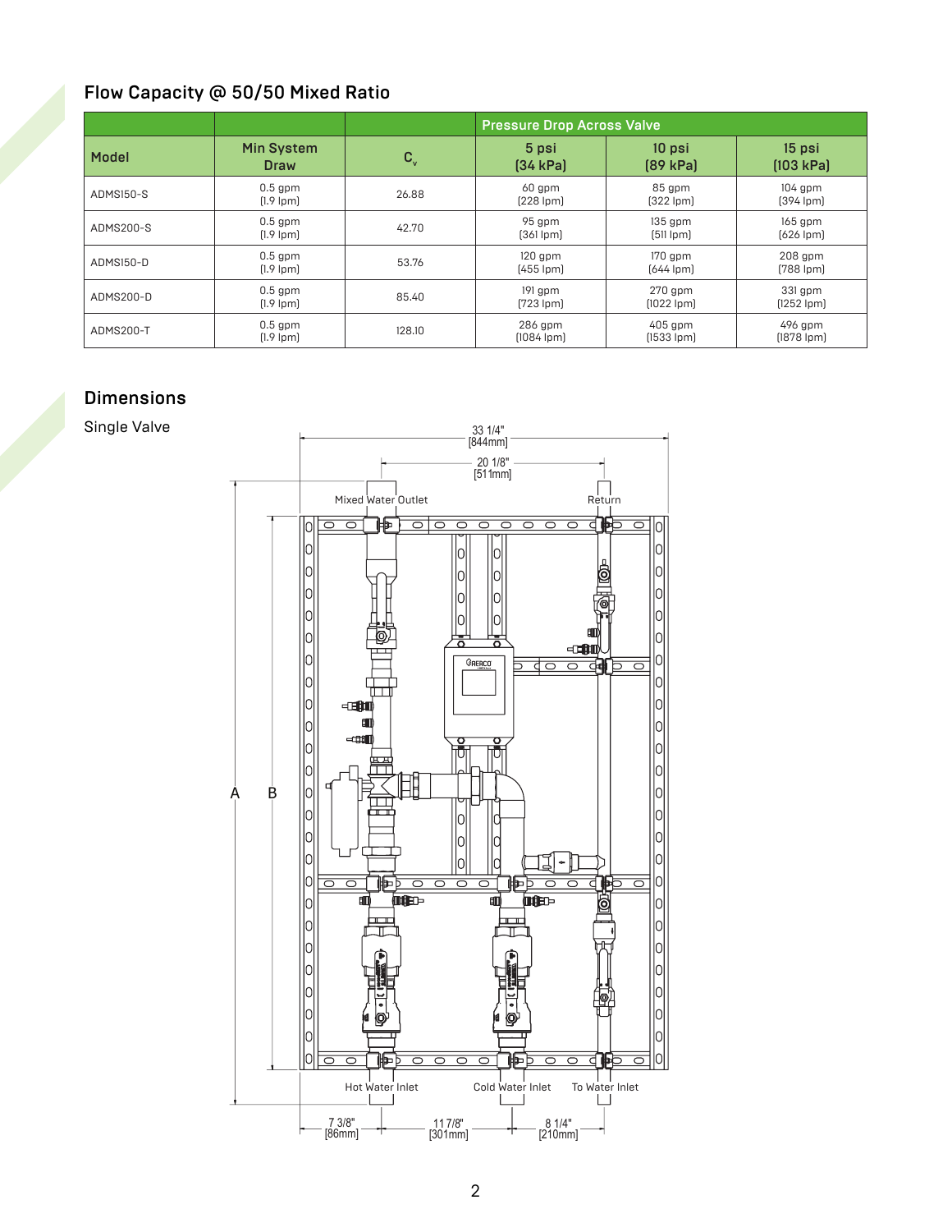## Flow Capacity @ 50/50 Mixed Ratio

| Model | Min System Draw | $C_v$ | Pressure Drop Across Valve | | |
|---|---|---|---|---|---|
| | | | 5 psi (34 kPa) | 10 psi (89 kPa) | 15 psi (103 kPa) |
| ADMS150-S | 0.5 gpm (1.9 lpm) | 26.88 | 60 gpm (228 lpm) | 85 gpm (322 lpm) | 104 gpm (394 lpm) |
| ADMS200-S | 0.5 gpm (1.9 lpm) | 42.70 | 95 gpm (361 lpm) | 135 gpm (511 lpm) | 165 gpm (626 lpm) |
| ADMS150-D | 0.5 gpm (1.9 lpm) | 53.76 | 120 gpm (455 lpm) | 170 gpm (644 lpm) | 208 gpm (788 lpm) |
| ADMS200-D | 0.5 gpm (1.9 lpm) | 85.40 | 191 gpm (723 lpm) | 270 gpm (1022 lpm) | 331 gpm (1252 lpm) |
| ADMS200-T | 0.5 gpm (1.9 lpm) | 128.10 | 286 gpm (1084 lpm) | 405 gpm (1533 lpm) | 496 gpm (1878 lpm) |

## Dimensions

Single Valve

33 1/4" [844mm]
20 1/8" [511mm]
Mixed Water Outlet
Return
A
B
Hot Water Inlet
Cold Water Inlet
To Water Inlet
7 3/8" [86mm]
11 7/8" [301mm]
8 1/4" [210mm]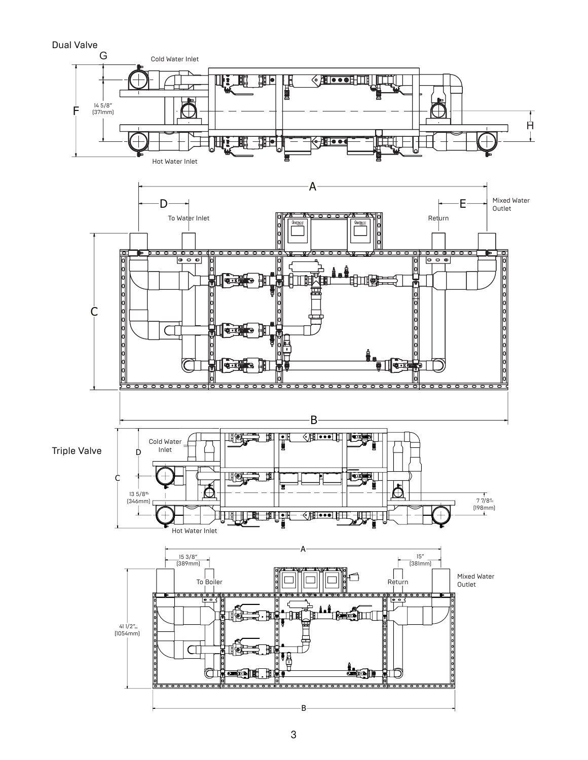Dual Valve

G

Cold Water Inlet

F

14 5/8" (371mm)

H

Hot Water Inlet

A

D

E

To Water Inlet

Return

Mixed Water Outlet

C

B

Triple Valve

Cold Water Inlet

D

C

13 5/8" (346mm)

7 7/8" (198mm)

Hot Water Inlet

A

15 3/8" (389mm)

15" (381mm)

To Boiler

Return

Mixed Water Outlet

41 1/2" (1054mm)

B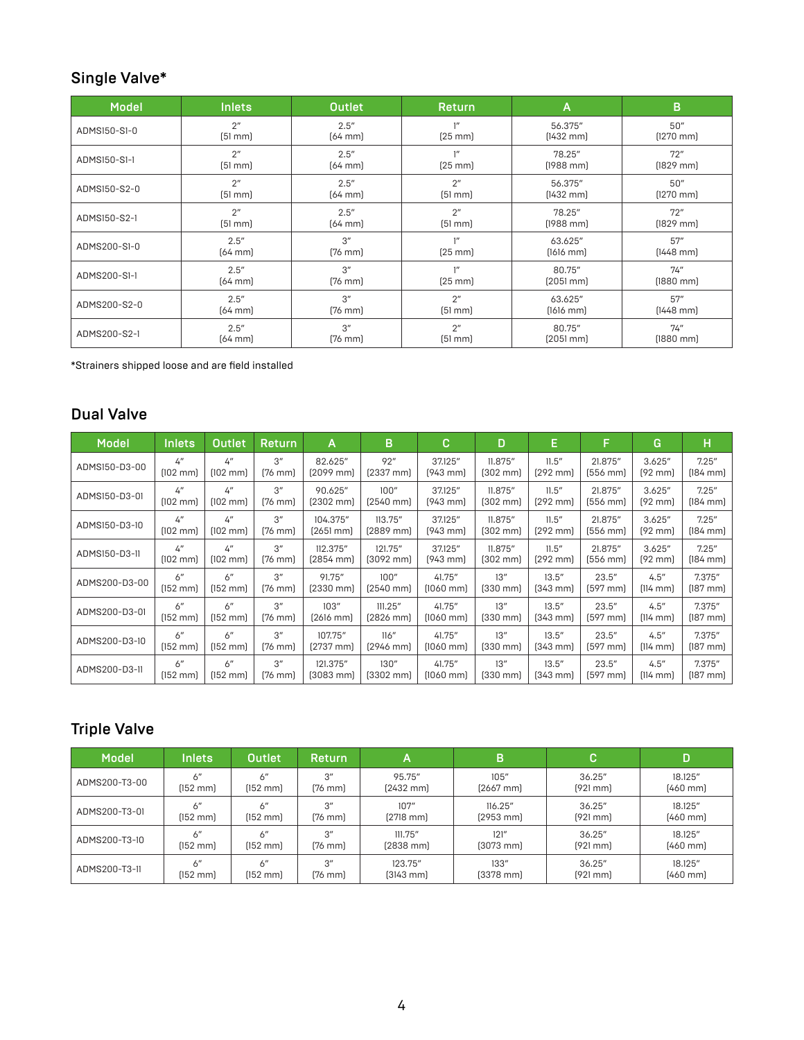## Single Valve*

| Model | Inlets | Outlet | Return | A | B |
|---|---|---|---|---|---|
| ADMS150-S1-0 | 2″ [51 mm] | 2.5″ [64 mm] | 1″ [25 mm] | 56.375″ [1432 mm] | 50″ [1270 mm] |
| ADMS150-S1-1 | 2″ [51 mm] | 2.5″ [64 mm] | 1″ [25 mm] | 78.25″ [1988 mm] | 72″ [1829 mm] |
| ADMS150-S2-0 | 2″ [51 mm] | 2.5″ [64 mm] | 2″ [51 mm] | 56.375″ [1432 mm] | 50″ [1270 mm] |
| ADMS150-S2-1 | 2″ [51 mm] | 2.5″ [64 mm] | 2″ [51 mm] | 78.25″ [1988 mm] | 72″ [1829 mm] |
| ADMS200-S1-0 | 2.5″ [64 mm] | 3″ [76 mm] | 1″ [25 mm] | 63.625″ [1616 mm] | 57″ [1448 mm] |
| ADMS200-S1-1 | 2.5″ [64 mm] | 3″ [76 mm] | 1″ [25 mm] | 80.75″ [2051 mm] | 74″ [1880 mm] |
| ADMS200-S2-0 | 2.5″ [64 mm] | 3″ [76 mm] | 2″ [51 mm] | 63.625″ [1616 mm] | 57″ [1448 mm] |
| ADMS200-S2-1 | 2.5″ [64 mm] | 3″ [76 mm] | 2″ [51 mm] | 80.75″ [2051 mm] | 74″ [1880 mm] |

*Strainers shipped loose and are field installed

## Dual Valve

| Model | Inlets | Outlet | Return | A | B | C | D | E | F | G | H |
|---|---|---|---|---|---|---|---|---|---|---|---|
| ADMS150-D3-00 | 4″ [102 mm] | 4″ [102 mm] | 3″ [76 mm] | 82.625″ [2099 mm] | 92″ [2337 mm] | 37.125″ [943 mm] | 11.875″ [302 mm] | 11.5″ [292 mm] | 21.875″ [556 mm] | 3.625″ [92 mm] | 7.25″ [184 mm] |
| ADMS150-D3-01 | 4″ [102 mm] | 4″ [102 mm] | 3″ [76 mm] | 90.625″ [2302 mm] | 100″ [2540 mm] | 37.125″ [943 mm] | 11.875″ [302 mm] | 11.5″ [292 mm] | 21.875″ [556 mm] | 3.625″ [92 mm] | 7.25″ [184 mm] |
| ADMS150-D3-10 | 4″ [102 mm] | 4″ [102 mm] | 3″ [76 mm] | 104.375″ [2651 mm] | 113.75″ [2889 mm] | 37.125″ [943 mm] | 11.875″ [302 mm] | 11.5″ [292 mm] | 21.875″ [556 mm] | 3.625″ [92 mm] | 7.25″ [184 mm] |
| ADMS150-D3-11 | 4″ [102 mm] | 4″ [102 mm] | 3″ [76 mm] | 112.375″ [2854 mm] | 121.75″ [3092 mm] | 37.125″ [943 mm] | 11.875″ [302 mm] | 11.5″ [292 mm] | 21.875″ [556 mm] | 3.625″ [92 mm] | 7.25″ [184 mm] |
| ADMS200-D3-00 | 6″ [152 mm] | 6″ [152 mm] | 3″ [76 mm] | 91.75″ [2330 mm] | 100″ [2540 mm] | 41.75″ [1060 mm] | 13″ [330 mm] | 13.5″ [343 mm] | 23.5″ [597 mm] | 4.5″ [114 mm] | 7.375″ [187 mm] |
| ADMS200-D3-01 | 6″ [152 mm] | 6″ [152 mm] | 3″ [76 mm] | 103″ [2616 mm] | 111.25″ [2826 mm] | 41.75″ [1060 mm] | 13″ [330 mm] | 13.5″ [343 mm] | 23.5″ [597 mm] | 4.5″ [114 mm] | 7.375″ [187 mm] |
| ADMS200-D3-10 | 6″ [152 mm] | 6″ [152 mm] | 3″ [76 mm] | 107.75″ [2737 mm] | 116″ [2946 mm] | 41.75″ [1060 mm] | 13″ [330 mm] | 13.5″ [343 mm] | 23.5″ [597 mm] | 4.5″ [114 mm] | 7.375″ [187 mm] |
| ADMS200-D3-11 | 6″ [152 mm] | 6″ [152 mm] | 3″ [76 mm] | 121.375″ [3083 mm] | 130″ [3302 mm] | 41.75″ [1060 mm] | 13″ [330 mm] | 13.5″ [343 mm] | 23.5″ [597 mm] | 4.5″ [114 mm] | 7.375″ [187 mm] |

## Triple Valve

| Model | Inlets | Outlet | Return | A | B | C | D |
|---|---|---|---|---|---|---|---|
| ADMS200-T3-00 | 6″ [152 mm] | 6″ [152 mm] | 3″ [76 mm] | 95.75″ [2432 mm] | 105″ [2667 mm] | 36.25″ [921 mm] | 18.125″ [460 mm] |
| ADMS200-T3-01 | 6″ [152 mm] | 6″ [152 mm] | 3″ [76 mm] | 107″ [2718 mm] | 116.25″ [2953 mm] | 36.25″ [921 mm] | 18.125″ [460 mm] |
| ADMS200-T3-10 | 6″ [152 mm] | 6″ [152 mm] | 3″ [76 mm] | 111.75″ [2838 mm] | 121″ [3073 mm] | 36.25″ [921 mm] | 18.125″ [460 mm] |
| ADMS200-T3-11 | 6″ [152 mm] | 6″ [152 mm] | 3″ [76 mm] | 123.75″ [3143 mm] | 133″ [3378 mm] | 36.25″ [921 mm] | 18.125″ [460 mm] |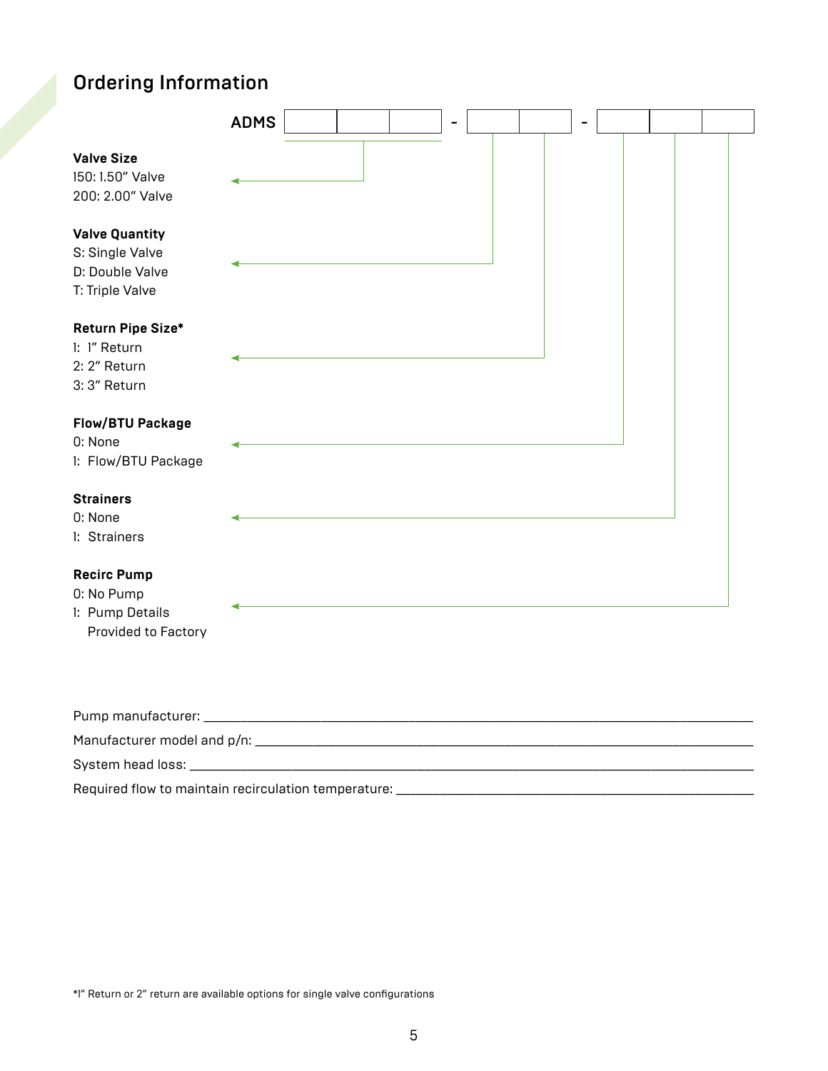## Ordering Information

ADMS [ ][ ][ ] - [ ][ ] - [ ][ ][ ]

**Valve Size**
150: 1.50" Valve
200: 2.00" Valve

**Valve Quantity**
S: Single Valve
D: Double Valve
T: Triple Valve

**Return Pipe Size***
1: 1" Return
2: 2" Return
3: 3" Return

**Flow/BTU Package**
0: None
1: Flow/BTU Package

**Strainers**
0: None
1: Strainers

**Recirc Pump**
0: No Pump
1: Pump Details Provided to Factory

Pump manufacturer: ____________________

Manufacturer model and p/n: ____________________

System head loss: ____________________

Required flow to maintain recirculation temperature: ____________________

*1" Return or 2" return are available options for single valve configurations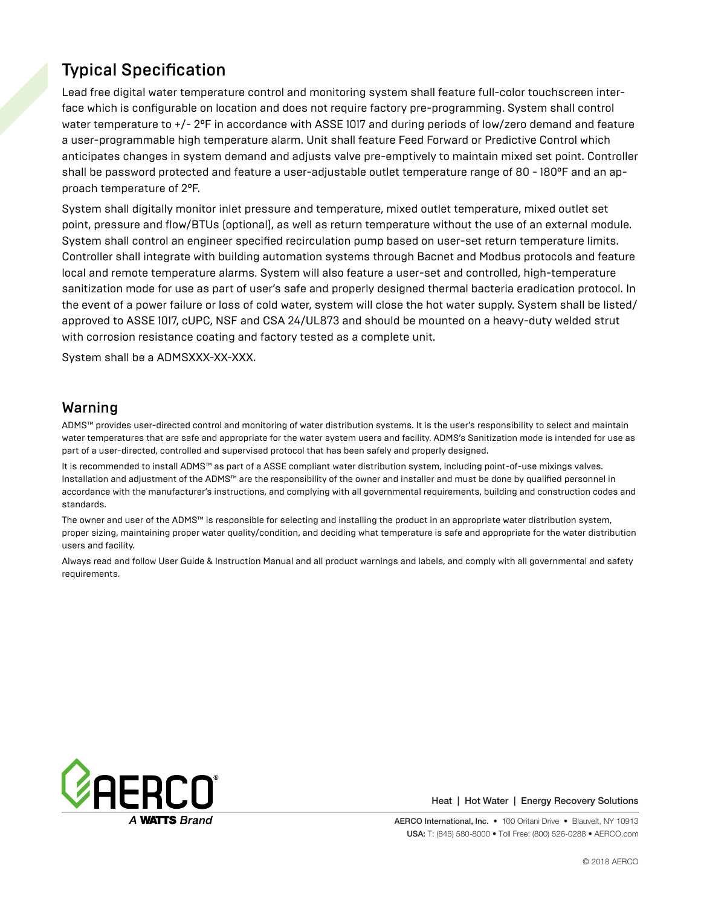## Typical Specification

Lead free digital water temperature control and monitoring system shall feature full-color touchscreen interface which is configurable on location and does not require factory pre-programming. System shall control water temperature to +/- 2°F in accordance with ASSE 1017 and during periods of low/zero demand and feature a user-programmable high temperature alarm. Unit shall feature Feed Forward or Predictive Control which anticipates changes in system demand and adjusts valve pre-emptively to maintain mixed set point. Controller shall be password protected and feature a user-adjustable outlet temperature range of 80 - 180°F and an approach temperature of 2°F.

System shall digitally monitor inlet pressure and temperature, mixed outlet temperature, mixed outlet set point, pressure and flow/BTUs (optional), as well as return temperature without the use of an external module. System shall control an engineer specified recirculation pump based on user-set return temperature limits. Controller shall integrate with building automation systems through Bacnet and Modbus protocols and feature local and remote temperature alarms. System will also feature a user-set and controlled, high-temperature sanitization mode for use as part of user's safe and properly designed thermal bacteria eradication protocol. In the event of a power failure or loss of cold water, system will close the hot water supply. System shall be listed/approved to ASSE 1017, cUPC, NSF and CSA 24/UL873 and should be mounted on a heavy-duty welded strut with corrosion resistance coating and factory tested as a complete unit.

System shall be a ADMSXXX-XX-XXX.

## Warning

ADMS™ provides user-directed control and monitoring of water distribution systems. It is the user's responsibility to select and maintain water temperatures that are safe and appropriate for the water system users and facility. ADMS's Sanitization mode is intended for use as part of a user-directed, controlled and supervised protocol that has been safely and properly designed.

It is recommended to install ADMS™ as part of a ASSE compliant water distribution system, including point-of-use mixings valves. Installation and adjustment of the ADMS™ are the responsibility of the owner and installer and must be done by qualified personnel in accordance with the manufacturer's instructions, and complying with all governmental requirements, building and construction codes and standards.

The owner and user of the ADMS™ is responsible for selecting and installing the product in an appropriate water distribution system, proper sizing, maintaining proper water quality/condition, and deciding what temperature is safe and appropriate for the water distribution users and facility.

Always read and follow User Guide & Instruction Manual and all product warnings and labels, and comply with all governmental and safety requirements.

AERCO®
A WATTS Brand

Heat | Hot Water | Energy Recovery Solutions

AERCO International, Inc. • 100 Oritani Drive • Blauvelt, NY 10913
USA: T: (845) 580-8000 • Toll Free: (800) 526-0288 • AERCO.com

© 2018 AERCO